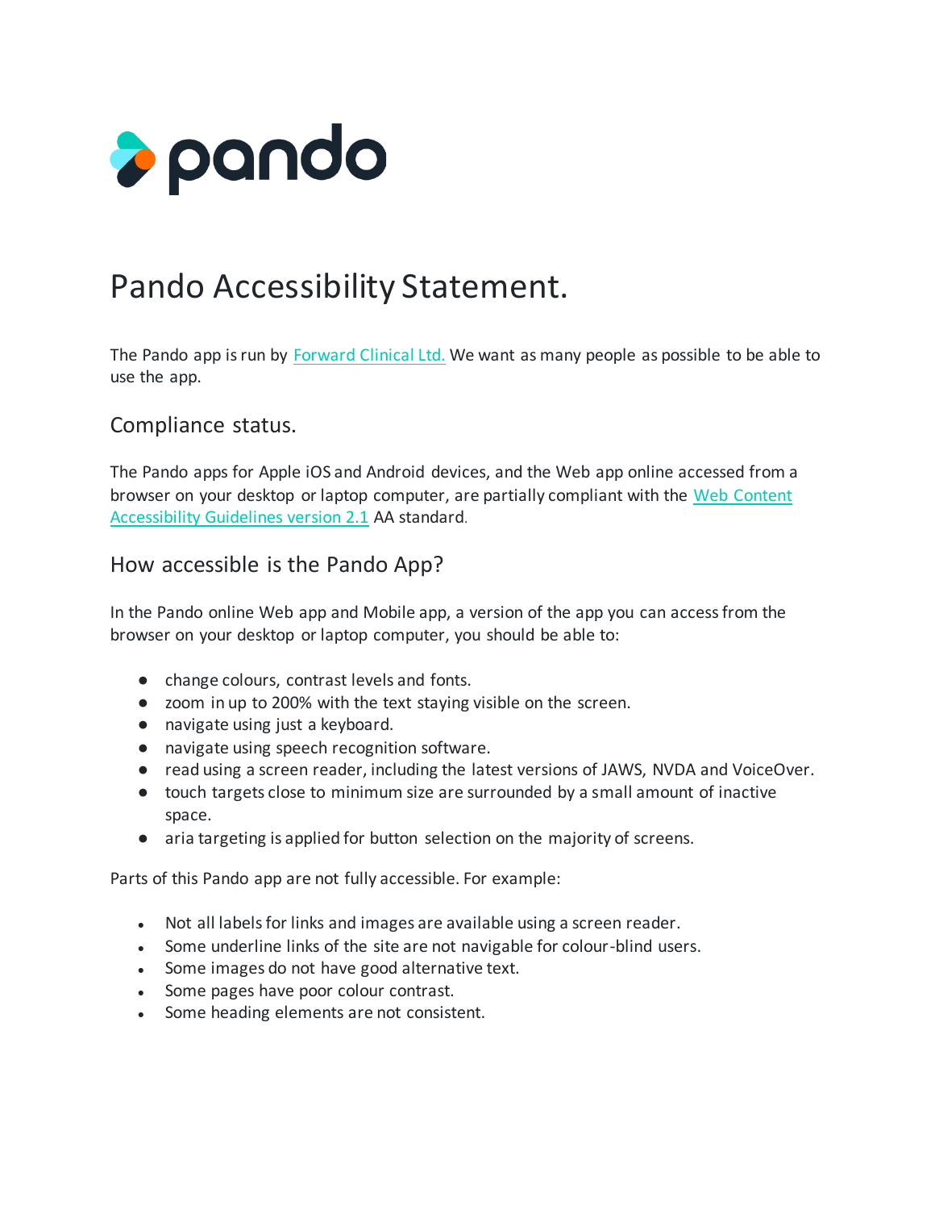# Pando Accessibility Statement.

The Pando app is run by [Forward Clinical Ltd.](#) We want as many people as possible to be able to use the app.

## Compliance status.

The Pando apps for Apple iOS and Android devices, and the Web app online accessed from a browser on your desktop or laptop computer, are partially compliant with the [Web Content Accessibility Guidelines version 2.1](#) AA standard.

## How accessible is the Pando App?

In the Pando online Web app and Mobile app, a version of the app you can access from the browser on your desktop or laptop computer, you should be able to:

- change colours, contrast levels and fonts.
- zoom in up to 200% with the text staying visible on the screen.
- navigate using just a keyboard.
- navigate using speech recognition software.
- read using a screen reader, including the latest versions of JAWS, NVDA and VoiceOver.
- touch targets close to minimum size are surrounded by a small amount of inactive space.
- aria targeting is applied for button selection on the majority of screens.

Parts of this Pando app are not fully accessible. For example:

- Not all labels for links and images are available using a screen reader.
- Some underline links of the site are not navigable for colour-blind users.
- Some images do not have good alternative text.
- Some pages have poor colour contrast.
- Some heading elements are not consistent.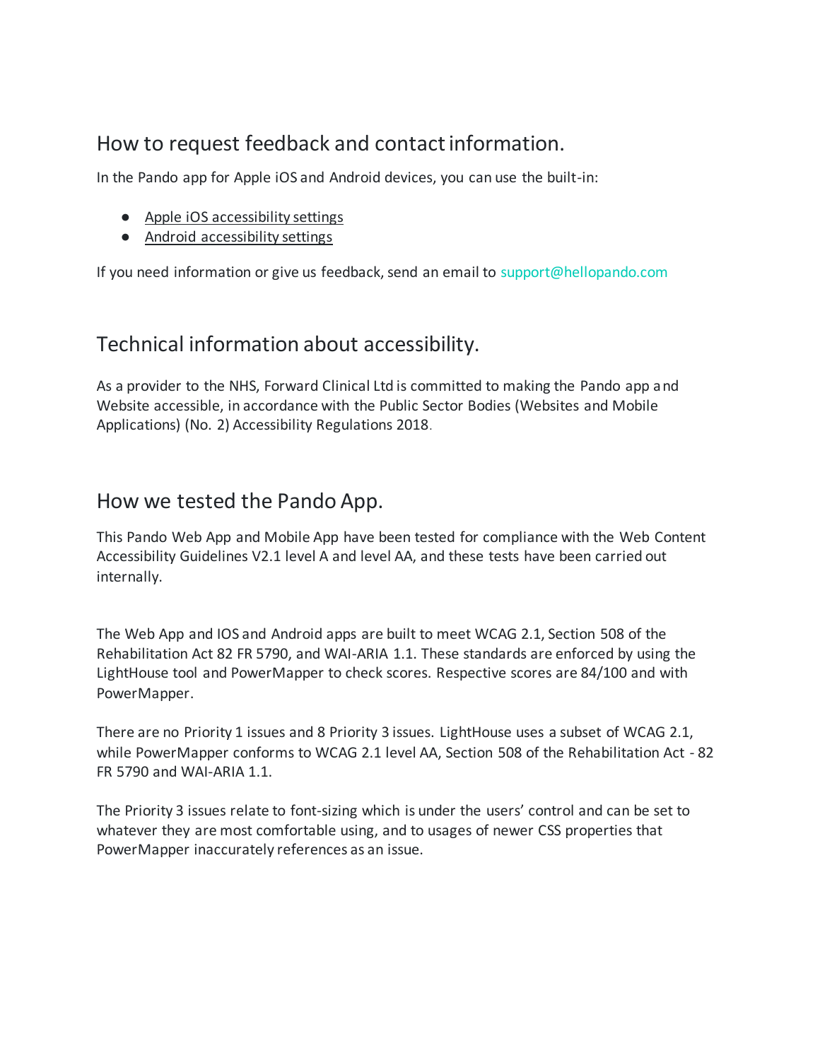## How to request feedback and contact information.

In the Pando app for Apple iOS and Android devices, you can use the built-in:

- Apple iOS accessibility settings
- Android accessibility settings

If you need information or give us feedback, send an email to support@hellopando.com

## Technical information about accessibility.

As a provider to the NHS, Forward Clinical Ltd is committed to making the Pando app and Website accessible, in accordance with the Public Sector Bodies (Websites and Mobile Applications) (No. 2) Accessibility Regulations 2018.

## How we tested the Pando App.

This Pando Web App and Mobile App have been tested for compliance with the Web Content Accessibility Guidelines V2.1 level A and level AA, and these tests have been carried out internally.

The Web App and IOS and Android apps are built to meet WCAG 2.1, Section 508 of the Rehabilitation Act 82 FR 5790, and WAI-ARIA 1.1. These standards are enforced by using the LightHouse tool and PowerMapper to check scores. Respective scores are 84/100 and with PowerMapper.

There are no Priority 1 issues and 8 Priority 3 issues. LightHouse uses a subset of WCAG 2.1, while PowerMapper conforms to WCAG 2.1 level AA, Section 508 of the Rehabilitation Act - 82 FR 5790 and WAI-ARIA 1.1.

The Priority 3 issues relate to font-sizing which is under the users' control and can be set to whatever they are most comfortable using, and to usages of newer CSS properties that PowerMapper inaccurately references as an issue.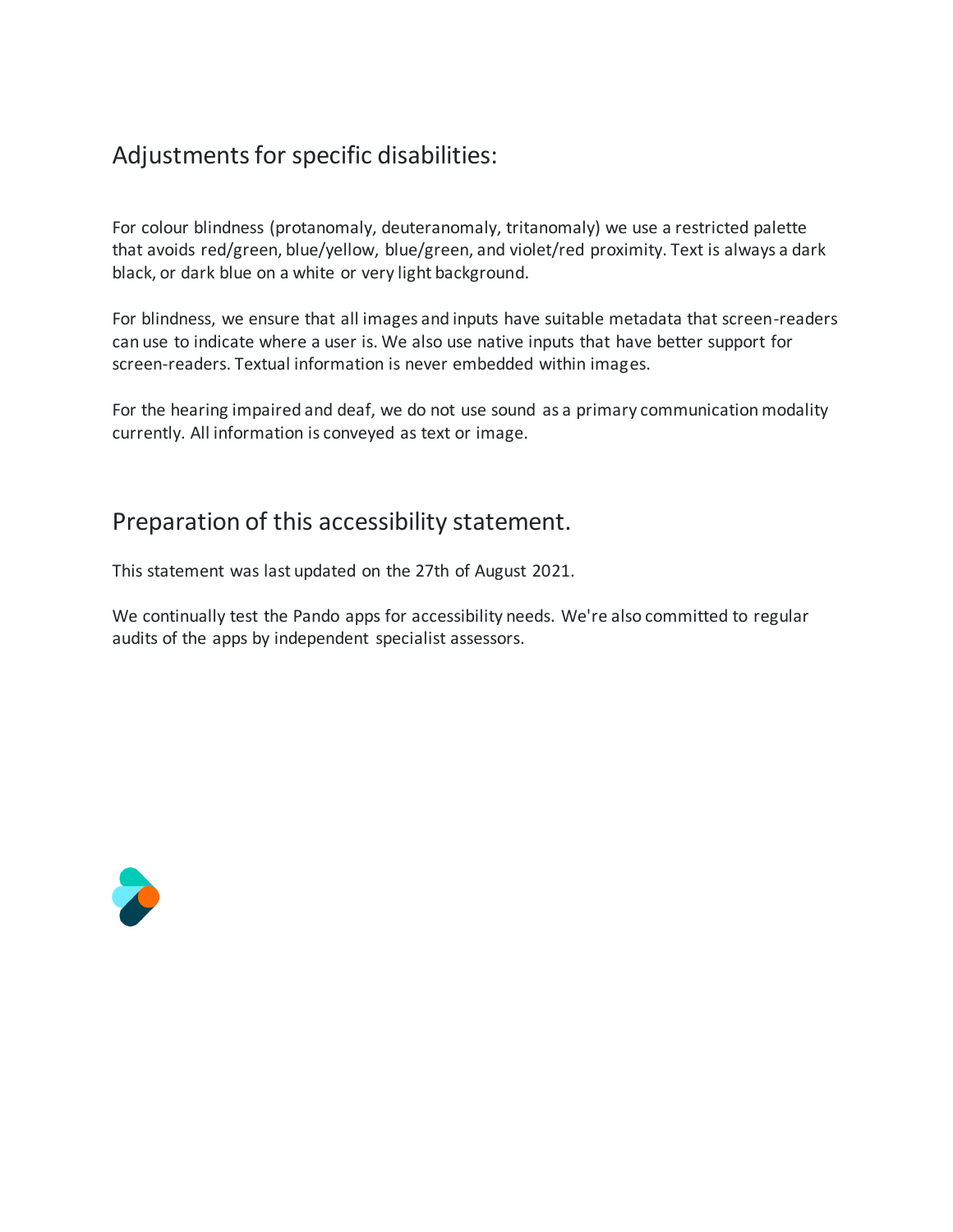## Adjustments for specific disabilities:

For colour blindness (protanomaly, deuteranomaly, tritanomaly) we use a restricted palette that avoids red/green, blue/yellow, blue/green, and violet/red proximity. Text is always a dark black, or dark blue on a white or very light background.

For blindness, we ensure that all images and inputs have suitable metadata that screen-readers can use to indicate where a user is. We also use native inputs that have better support for screen-readers. Textual information is never embedded within images.

For the hearing impaired and deaf, we do not use sound as a primary communication modality currently. All information is conveyed as text or image.

## Preparation of this accessibility statement.

This statement was last updated on the 27th of August 2021.

We continually test the Pando apps for accessibility needs. We're also committed to regular audits of the apps by independent specialist assessors.